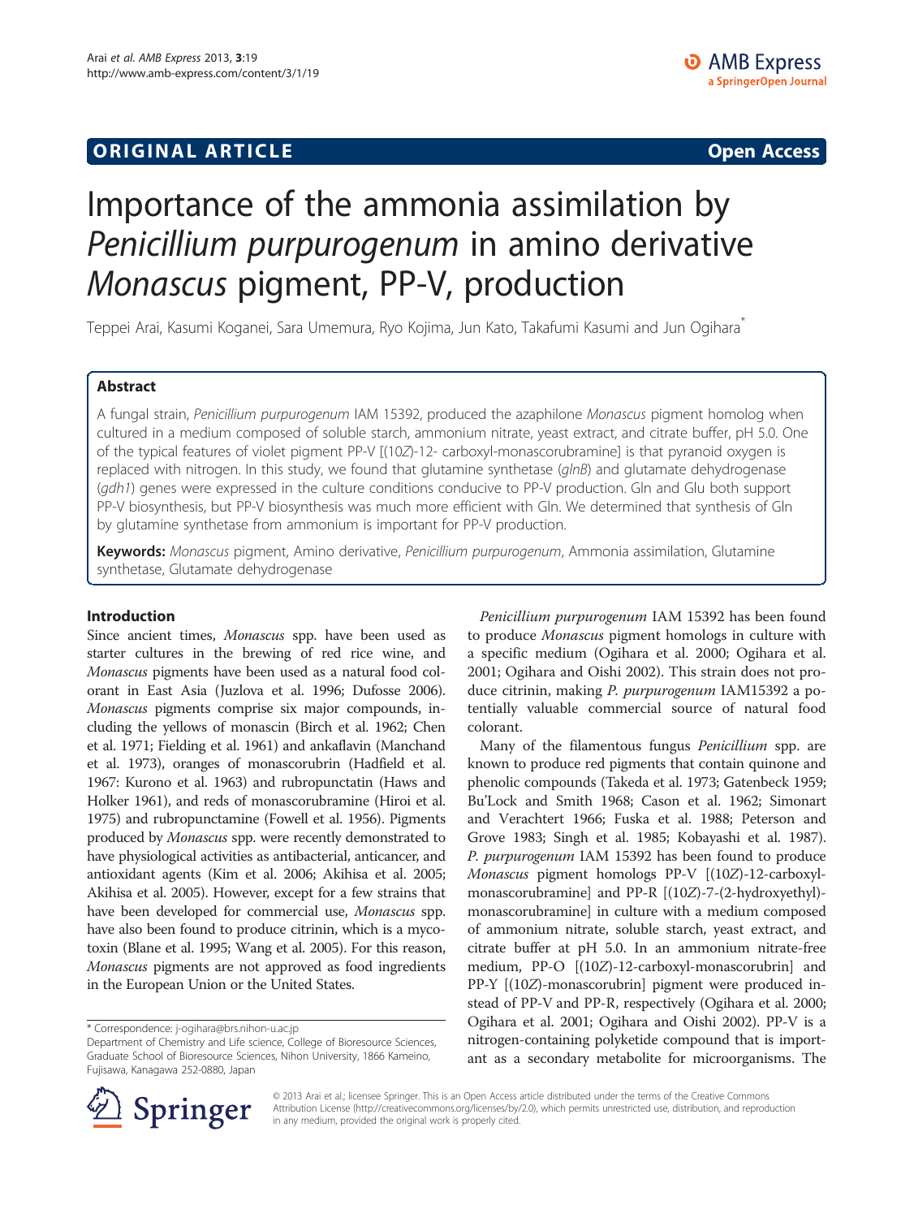**ORIGINAL ARTICLE** **Open Access**

# Importance of the ammonia assimilation by *Penicillium purpurogenum* in amino derivative *Monascus* pigment, PP-V, production

Teppei Arai, Kasumi Koganei, Sara Umemura, Ryo Kojima, Jun Kato, Takafumi Kasumi and Jun Ogihara*

## Abstract

A fungal strain, *Penicillium purpurogenum* IAM 15392, produced the azaphilone *Monascus* pigment homolog when cultured in a medium composed of soluble starch, ammonium nitrate, yeast extract, and citrate buffer, pH 5.0. One of the typical features of violet pigment PP-V [(10*Z*)-12- carboxyl-monascorubramine] is that pyranoid oxygen is replaced with nitrogen. In this study, we found that glutamine synthetase (*glnB*) and glutamate dehydrogenase (*gdh1*) genes were expressed in the culture conditions conducive to PP-V production. Gln and Glu both support PP-V biosynthesis, but PP-V biosynthesis was much more efficient with Gln. We determined that synthesis of Gln by glutamine synthetase from ammonium is important for PP-V production.

**Keywords:** *Monascus* pigment, Amino derivative, *Penicillium purpurogenum*, Ammonia assimilation, Glutamine synthetase, Glutamate dehydrogenase

## Introduction

Since ancient times, *Monascus* spp. have been used as starter cultures in the brewing of red rice wine, and *Monascus* pigments have been used as a natural food colorant in East Asia (Juzlova et al. 1996; Dufosse 2006). *Monascus* pigments comprise six major compounds, including the yellows of monascin (Birch et al. 1962; Chen et al. 1971; Fielding et al. 1961) and ankaflavin (Manchand et al. 1973), oranges of monascorubrin (Hadfield et al. 1967: Kurono et al. 1963) and rubropunctatin (Haws and Holker 1961), and reds of monascorubramine (Hiroi et al. 1975) and rubropunctamine (Fowell et al. 1956). Pigments produced by *Monascus* spp. were recently demonstrated to have physiological activities as antibacterial, anticancer, and antioxidant agents (Kim et al. 2006; Akihisa et al. 2005; Akihisa et al. 2005). However, except for a few strains that have been developed for commercial use, *Monascus* spp. have also been found to produce citrinin, which is a mycotoxin (Blane et al. 1995; Wang et al. 2005). For this reason, *Monascus* pigments are not approved as food ingredients in the European Union or the United States.

*Penicillium purpurogenum* IAM 15392 has been found to produce *Monascus* pigment homologs in culture with a specific medium (Ogihara et al. 2000; Ogihara et al. 2001; Ogihara and Oishi 2002). This strain does not produce citrinin, making *P. purpurogenum* IAM15392 a potentially valuable commercial source of natural food colorant.

Many of the filamentous fungus *Penicillium* spp. are known to produce red pigments that contain quinone and phenolic compounds (Takeda et al. 1973; Gatenbeck 1959; Bu'Lock and Smith 1968; Cason et al. 1962; Simonart and Verachtert 1966; Fuska et al. 1988; Peterson and Grove 1983; Singh et al. 1985; Kobayashi et al. 1987). *P. purpurogenum* IAM 15392 has been found to produce *Monascus* pigment homologs PP-V [(10*Z*)-12-carboxyl-monascorubramine] and PP-R [(10*Z*)-7-(2-hydroxyethyl)-monascorubramine] in culture with a medium composed of ammonium nitrate, soluble starch, yeast extract, and citrate buffer at pH 5.0. In an ammonium nitrate-free medium, PP-O [(10*Z*)-12-carboxyl-monascorubrin] and PP-Y [(10*Z*)-monascorubrin] pigment were produced instead of PP-V and PP-R, respectively (Ogihara et al. 2000; Ogihara et al. 2001; Ogihara and Oishi 2002). PP-V is a nitrogen-containing polyketide compound that is important as a secondary metabolite for microorganisms. The

\* Correspondence: j-ogihara@brs.nihon-u.ac.jp
Department of Chemistry and Life science, College of Bioresource Sciences, Graduate School of Bioresource Sciences, Nihon University, 1866 Kameino, Fujisawa, Kanagawa 252-0880, Japan

© 2013 Arai et al.; licensee Springer. This is an Open Access article distributed under the terms of the Creative Commons Attribution License (http://creativecommons.org/licenses/by/2.0), which permits unrestricted use, distribution, and reproduction in any medium, provided the original work is properly cited.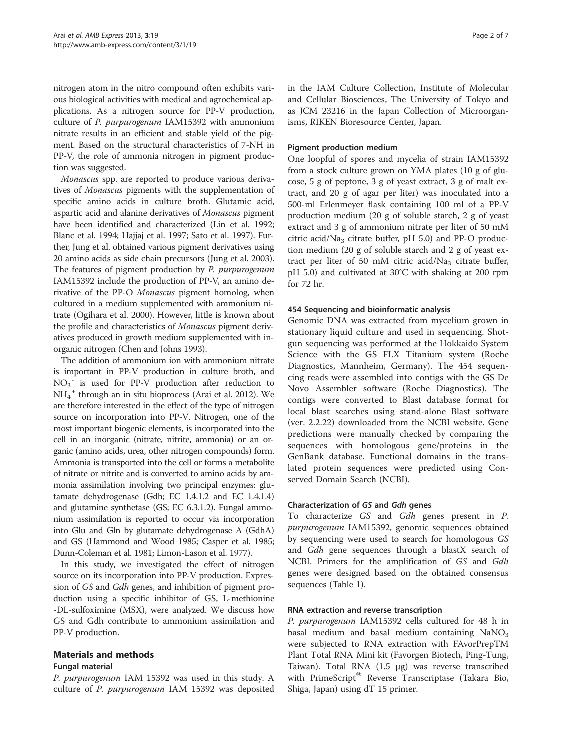nitrogen atom in the nitro compound often exhibits various biological activities with medical and agrochemical applications. As a nitrogen source for PP-V production, culture of *P. purpurogenum* IAM15392 with ammonium nitrate results in an efficient and stable yield of the pigment. Based on the structural characteristics of 7-NH in PP-V, the role of ammonia nitrogen in pigment production was suggested.

*Monascus* spp. are reported to produce various derivatives of *Monascus* pigments with the supplementation of specific amino acids in culture broth. Glutamic acid, aspartic acid and alanine derivatives of *Monascus* pigment have been identified and characterized (Lin et al. 1992; Blanc et al. 1994; Hajjaj et al. 1997; Sato et al. 1997). Further, Jung et al. obtained various pigment derivatives using 20 amino acids as side chain precursors (Jung et al. 2003). The features of pigment production by *P. purpurogenum* IAM15392 include the production of PP-V, an amino derivative of the PP-O *Monascus* pigment homolog, when cultured in a medium supplemented with ammonium nitrate (Ogihara et al. 2000). However, little is known about the profile and characteristics of *Monascus* pigment derivatives produced in growth medium supplemented with inorganic nitrogen (Chen and Johns 1993).

The addition of ammonium ion with ammonium nitrate is important in PP-V production in culture broth, and $NO_3^-$ is used for PP-V production after reduction to $NH_4^+$ through an in situ bioprocess (Arai et al. 2012). We are therefore interested in the effect of the type of nitrogen source on incorporation into PP-V. Nitrogen, one of the most important biogenic elements, is incorporated into the cell in an inorganic (nitrate, nitrite, ammonia) or an organic (amino acids, urea, other nitrogen compounds) form. Ammonia is transported into the cell or forms a metabolite of nitrate or nitrite and is converted to amino acids by ammonia assimilation involving two principal enzymes: glutamate dehydrogenase (Gdh; EC 1.4.1.2 and EC 1.4.1.4) and glutamine synthetase (GS; EC 6.3.1.2). Fungal ammonium assimilation is reported to occur via incorporation into Glu and Gln by glutamate dehydrogenase A (GdhA) and GS (Hammond and Wood 1985; Casper et al. 1985; Dunn-Coleman et al. 1981; Limon-Lason et al. 1977).

In this study, we investigated the effect of nitrogen source on its incorporation into PP-V production. Expression of *GS* and *Gdh* genes, and inhibition of pigment production using a specific inhibitor of GS, L-methionine -DL-sulfoximine (MSX), were analyzed. We discuss how GS and Gdh contribute to ammonium assimilation and PP-V production.

## Materials and methods

### Fungal material

*P. purpurogenum* IAM 15392 was used in this study. A culture of *P. purpurogenum* IAM 15392 was deposited in the IAM Culture Collection, Institute of Molecular and Cellular Biosciences, The University of Tokyo and as JCM 23216 in the Japan Collection of Microorganisms, RIKEN Bioresource Center, Japan.

### Pigment production medium

One loopful of spores and mycelia of strain IAM15392 from a stock culture grown on YMA plates (10 g of glucose, 5 g of peptone, 3 g of yeast extract, 3 g of malt extract, and 20 g of agar per liter) was inoculated into a 500-ml Erlenmeyer flask containing 100 ml of a PP-V production medium (20 g of soluble starch, 2 g of yeast extract and 3 g of ammonium nitrate per liter of 50 mM citric acid/$Na_3$ citrate buffer, pH 5.0) and PP-O production medium (20 g of soluble starch and 2 g of yeast extract per liter of 50 mM citric acid/$Na_3$ citrate buffer, pH 5.0) and cultivated at 30°C with shaking at 200 rpm for 72 hr.

### 454 Sequencing and bioinformatic analysis

Genomic DNA was extracted from mycelium grown in stationary liquid culture and used in sequencing. Shotgun sequencing was performed at the Hokkaido System Science with the GS FLX Titanium system (Roche Diagnostics, Mannheim, Germany). The 454 sequencing reads were assembled into contigs with the GS De Novo Assembler software (Roche Diagnostics). The contigs were converted to Blast database format for local blast searches using stand-alone Blast software (ver. 2.2.22) downloaded from the NCBI website. Gene predictions were manually checked by comparing the sequences with homologous gene/proteins in the GenBank database. Functional domains in the translated protein sequences were predicted using Conserved Domain Search (NCBI).

### Characterization of *GS* and *Gdh* genes

To characterize *GS* and *Gdh* genes present in *P. purpurogenum* IAM15392, genomic sequences obtained by sequencing were used to search for homologous *GS* and *Gdh* gene sequences through a blastX search of NCBI. Primers for the amplification of *GS* and *Gdh* genes were designed based on the obtained consensus sequences (Table 1).

### RNA extraction and reverse transcription

*P. purpurogenum* IAM15392 cells cultured for 48 h in basal medium and basal medium containing $NaNO_3$ were subjected to RNA extraction with FAvorPrepTM Plant Total RNA Mini kit (Favorgen Biotech, Ping-Tung, Taiwan). Total RNA (1.5 μg) was reverse transcribed with PrimeScript® Reverse Transcriptase (Takara Bio, Shiga, Japan) using dT 15 primer.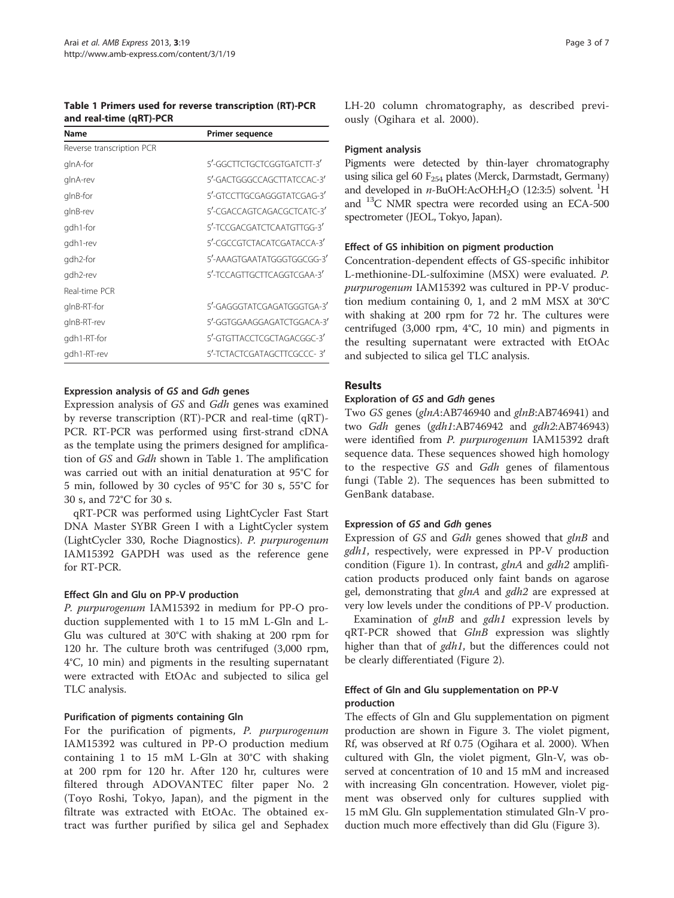**Table 1 Primers used for reverse transcription (RT)-PCR and real-time (qRT)-PCR**

| Name | Primer sequence |
|---|---|
| Reverse transcription PCR | |
| glnA-for | 5′-GGCTTCTGCTCGGTGATCTT-3′ |
| glnA-rev | 5′-GACTGGGCCAGCTTATCCAC-3′ |
| glnB-for | 5′-GTCCTTGCGAGGGTATCGAG-3′ |
| glnB-rev | 5′-CGACCAGTCAGACGCTCATC-3′ |
| gdh1-for | 5′-TCCGACGATCTCAATGTTGG-3′ |
| gdh1-rev | 5′-CGCCGTCTACATCGATACCA-3′ |
| gdh2-for | 5′-AAAGTGAATATGGGTGGCGG-3′ |
| gdh2-rev | 5′-TCCAGTTGCTTCAGGTCGAA-3′ |
| Real-time PCR | |
| glnB-RT-for | 5′-GAGGGTATCGAGATGGGTGA-3′ |
| glnB-RT-rev | 5′-GGTGGAAGGAGATCTGGACA-3′ |
| gdh1-RT-for | 5′-GTGTTACCTCGCTAGACGGC-3′ |
| gdh1-RT-rev | 5′-TCTACTCGATAGCTTCGCCC- 3′ |

### Expression analysis of *GS* and *Gdh* genes

Expression analysis of *GS* and *Gdh* genes was examined by reverse transcription (RT)-PCR and real-time (qRT)-PCR. RT-PCR was performed using first-strand cDNA as the template using the primers designed for amplification of *GS* and *Gdh* shown in Table 1. The amplification was carried out with an initial denaturation at 95°C for 5 min, followed by 30 cycles of 95°C for 30 s, 55°C for 30 s, and 72°C for 30 s.

qRT-PCR was performed using LightCycler Fast Start DNA Master SYBR Green I with a LightCycler system (LightCycler 330, Roche Diagnostics). *P. purpurogenum* IAM15392 GAPDH was used as the reference gene for RT-PCR.

### Effect Gln and Glu on PP-V production

*P. purpurogenum* IAM15392 in medium for PP-O production supplemented with 1 to 15 mM L-Gln and L-Glu was cultured at 30°C with shaking at 200 rpm for 120 hr. The culture broth was centrifuged (3,000 rpm, 4°C, 10 min) and pigments in the resulting supernatant were extracted with EtOAc and subjected to silica gel TLC analysis.

### Purification of pigments containing Gln

For the purification of pigments, *P. purpurogenum* IAM15392 was cultured in PP-O production medium containing 1 to 15 mM L-Gln at 30°C with shaking at 200 rpm for 120 hr. After 120 hr, cultures were filtered through ADOVANTEC filter paper No. 2 (Toyo Roshi, Tokyo, Japan), and the pigment in the filtrate was extracted with EtOAc. The obtained extract was further purified by silica gel and Sephadex LH-20 column chromatography, as described previously (Ogihara et al. 2000).

### Pigment analysis

Pigments were detected by thin-layer chromatography using silica gel 60 $F_{254}$ plates (Merck, Darmstadt, Germany) and developed in *n*-BuOH:AcOH:$H_2O$ (12:3:5) solvent. $^1H$ and $^{13}C$ NMR spectra were recorded using an ECA-500 spectrometer (JEOL, Tokyo, Japan).

### Effect of GS inhibition on pigment production

Concentration-dependent effects of GS-specific inhibitor L-methionine-DL-sulfoximine (MSX) were evaluated. *P. purpurogenum* IAM15392 was cultured in PP-V production medium containing 0, 1, and 2 mM MSX at 30°C with shaking at 200 rpm for 72 hr. The cultures were centrifuged (3,000 rpm, 4°C, 10 min) and pigments in the resulting supernatant were extracted with EtOAc and subjected to silica gel TLC analysis.

## Results

### Exploration of *GS* and *Gdh* genes

Two *GS* genes (*glnA*:AB746940 and *glnB*:AB746941) and two *Gdh* genes (*gdh1*:AB746942 and *gdh2*:AB746943) were identified from *P. purpurogenum* IAM15392 draft sequence data. These sequences showed high homology to the respective *GS* and *Gdh* genes of filamentous fungi (Table 2). The sequences has been submitted to GenBank database.

### Expression of *GS* and *Gdh* genes

Expression of *GS* and *Gdh* genes showed that *glnB* and *gdh1*, respectively, were expressed in PP-V production condition (Figure 1). In contrast, *glnA* and *gdh2* amplification products produced only faint bands on agarose gel, demonstrating that *glnA* and *gdh2* are expressed at very low levels under the conditions of PP-V production.

Examination of *glnB* and *gdh1* expression levels by qRT-PCR showed that *GlnB* expression was slightly higher than that of *gdh1*, but the differences could not be clearly differentiated (Figure 2).

### Effect of Gln and Glu supplementation on PP-V production

The effects of Gln and Glu supplementation on pigment production are shown in Figure 3. The violet pigment, Rf, was observed at Rf 0.75 (Ogihara et al. 2000). When cultured with Gln, the violet pigment, Gln-V, was observed at concentration of 10 and 15 mM and increased with increasing Gln concentration. However, violet pigment was observed only for cultures supplied with 15 mM Glu. Gln supplementation stimulated Gln-V production much more effectively than did Glu (Figure 3).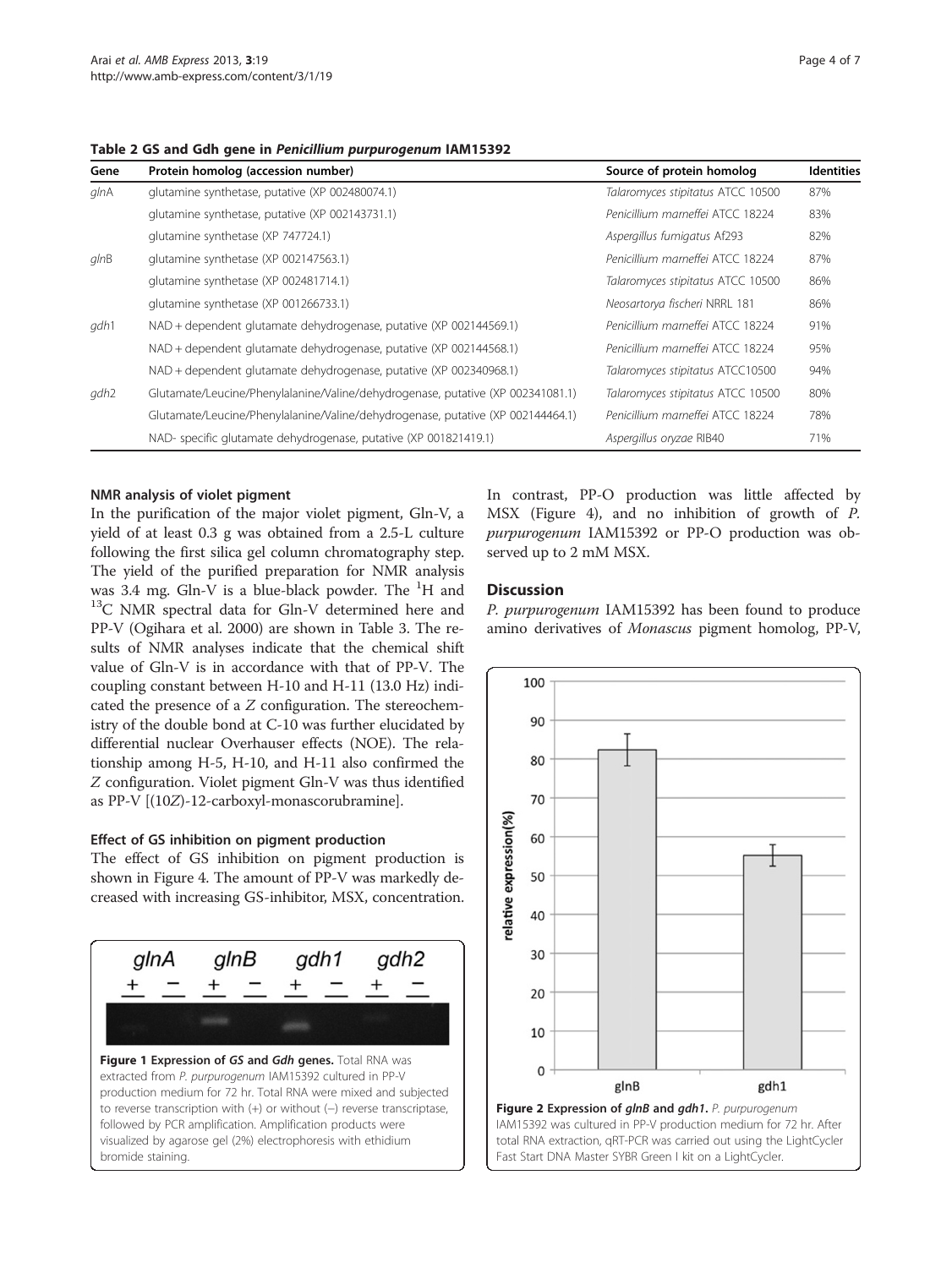**Table 2 GS and Gdh gene in *Penicillium purpurogenum* IAM15392**

| Gene | Protein homolog (accession number) | Source of protein homolog | Identities |
|---|---|---|---|
| *gln*A | glutamine synthetase, putative (XP 002480074.1) | *Talaromyces stipitatus* ATCC 10500 | 87% |
| | glutamine synthetase, putative (XP 002143731.1) | *Penicillium marneffei* ATCC 18224 | 83% |
| | glutamine synthetase (XP 747724.1) | *Aspergillus fumigatus* Af293 | 82% |
| *gln*B | glutamine synthetase (XP 002147563.1) | *Penicillium marneffei* ATCC 18224 | 87% |
| | glutamine synthetase (XP 002481714.1) | *Talaromyces stipitatus* ATCC 10500 | 86% |
| | glutamine synthetase (XP 001266733.1) | *Neosartorya fischeri* NRRL 181 | 86% |
| *gdh*1 | NAD + dependent glutamate dehydrogenase, putative (XP 002144569.1) | *Penicillium marneffei* ATCC 18224 | 91% |
| | NAD + dependent glutamate dehydrogenase, putative (XP 002144568.1) | *Penicillium marneffei* ATCC 18224 | 95% |
| | NAD + dependent glutamate dehydrogenase, putative (XP 002340968.1) | *Talaromyces stipitatus* ATCC10500 | 94% |
| *gdh*2 | Glutamate/Leucine/Phenylalanine/Valine/dehydrogenase, putative (XP 002341081.1) | *Talaromyces stipitatus* ATCC 10500 | 80% |
| | Glutamate/Leucine/Phenylalanine/Valine/dehydrogenase, putative (XP 002144464.1) | *Penicillium marneffei* ATCC 18224 | 78% |
| | NAD- specific glutamate dehydrogenase, putative (XP 001821419.1) | *Aspergillus oryzae* RIB40 | 71% |

#### NMR analysis of violet pigment

In the purification of the major violet pigment, Gln-V, a yield of at least 0.3 g was obtained from a 2.5-L culture following the first silica gel column chromatography step. The yield of the purified preparation for NMR analysis was 3.4 mg. Gln-V is a blue-black powder. The $^{1}$H and $^{13}$C NMR spectral data for Gln-V determined here and PP-V (Ogihara et al. 2000) are shown in Table 3. The results of NMR analyses indicate that the chemical shift value of Gln-V is in accordance with that of PP-V. The coupling constant between H-10 and H-11 (13.0 Hz) indicated the presence of a *Z* configuration. The stereochemistry of the double bond at C-10 was further elucidated by differential nuclear Overhauser effects (NOE). The relationship among H-5, H-10, and H-11 also confirmed the *Z* configuration. Violet pigment Gln-V was thus identified as PP-V [(10*Z*)-12-carboxyl-monascorubramine].

#### Effect of GS inhibition on pigment production

The effect of GS inhibition on pigment production is shown in Figure 4. The amount of PP-V was markedly decreased with increasing GS-inhibitor, MSX, concentration. In contrast, PP-O production was little affected by MSX (Figure 4), and no inhibition of growth of *P. purpurogenum* IAM15392 or PP-O production was observed up to 2 mM MSX.

**Figure 1 Expression of *GS* and *Gdh* genes.** Total RNA was extracted from *P. purpurogenum* IAM15392 cultured in PP-V production medium for 72 hr. Total RNA were mixed and subjected to reverse transcription with (+) or without (−) reverse transcriptase, followed by PCR amplification. Amplification products were visualized by agarose gel (2%) electrophoresis with ethidium bromide staining.

**Figure 2 Expression of *glnB* and *gdh1*.** *P. purpurogenum* IAM15392 was cultured in PP-V production medium for 72 hr. After total RNA extraction, qRT-PCR was carried out using the LightCycler Fast Start DNA Master SYBR Green I kit on a LightCycler.

## Discussion

*P. purpurogenum* IAM15392 has been found to produce amino derivatives of *Monascus* pigment homolog, PP-V,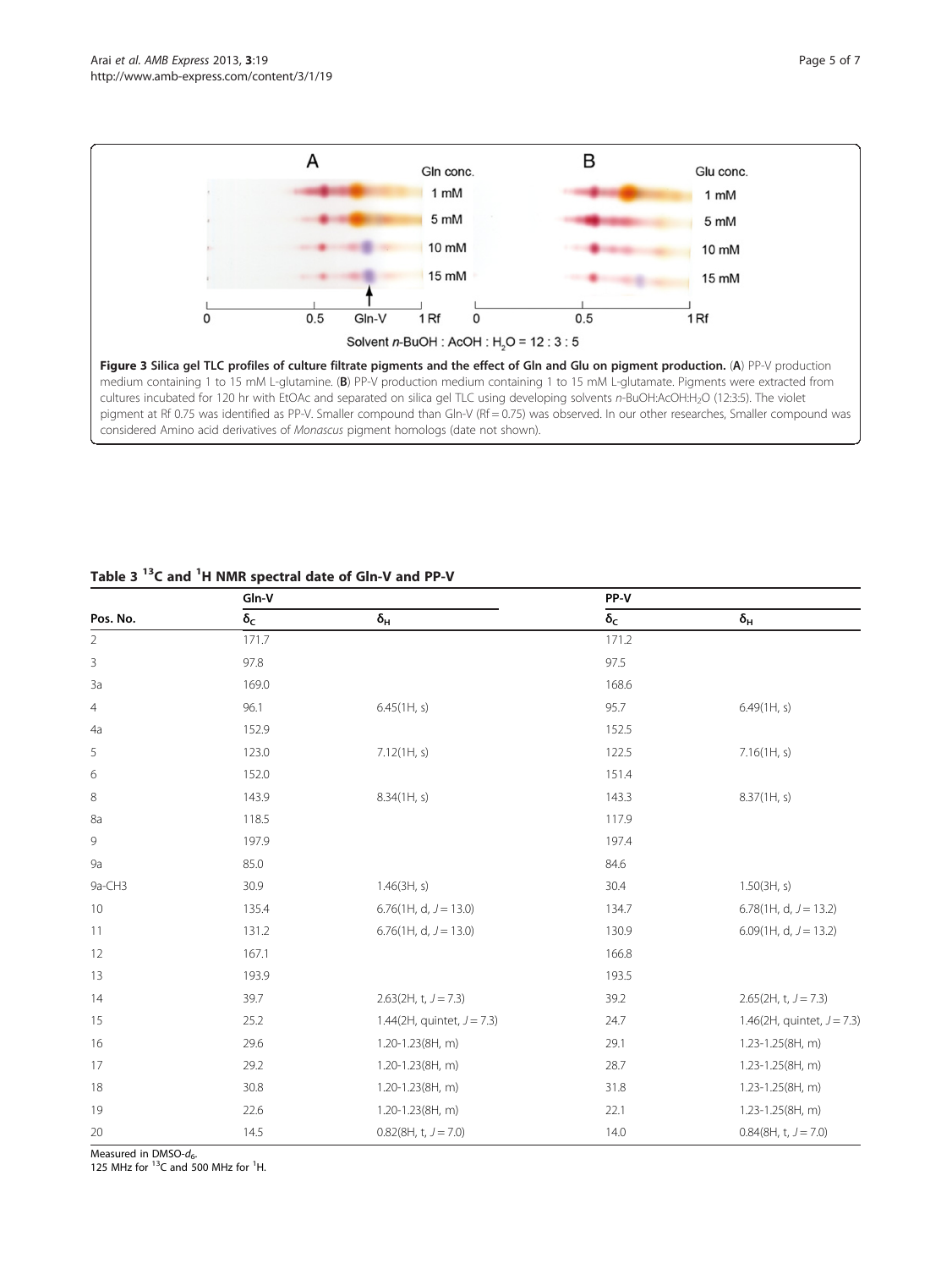**Figure 3 Silica gel TLC profiles of culture filtrate pigments and the effect of Gln and Glu on pigment production.** (**A**) PP-V production medium containing 1 to 15 mM L-glutamine. (**B**) PP-V production medium containing 1 to 15 mM L-glutamate. Pigments were extracted from cultures incubated for 120 hr with EtOAc and separated on silica gel TLC using developing solvents *n*-BuOH:AcOH:$H_2O$ (12:3:5). The violet pigment at Rf 0.75 was identified as PP-V. Smaller compound than Gln-V (Rf = 0.75) was observed. In our other researches, Smaller compound was considered Amino acid derivatives of *Monascus* pigment homologs (date not shown).

**Table 3 $^{13}C$ and $^{1}H$ NMR spectral date of Gln-V and PP-V**

| Pos. No. | Gln-V | | PP-V | |
|---|---|---|---|---|
| | $\delta_C$ | $\delta_H$ | $\delta_C$ | $\delta_H$ |
| 2 | 171.7 | | 171.2 | |
| 3 | 97.8 | | 97.5 | |
| 3a | 169.0 | | 168.6 | |
| 4 | 96.1 | 6.45(1H, s) | 95.7 | 6.49(1H, s) |
| 4a | 152.9 | | 152.5 | |
| 5 | 123.0 | 7.12(1H, s) | 122.5 | 7.16(1H, s) |
| 6 | 152.0 | | 151.4 | |
| 8 | 143.9 | 8.34(1H, s) | 143.3 | 8.37(1H, s) |
| 8a | 118.5 | | 117.9 | |
| 9 | 197.9 | | 197.4 | |
| 9a | 85.0 | | 84.6 | |
| 9a-CH3 | 30.9 | 1.46(3H, s) | 30.4 | 1.50(3H, s) |
| 10 | 135.4 | 6.76(1H, d, $J$ = 13.0) | 134.7 | 6.78(1H, d, $J$ = 13.2) |
| 11 | 131.2 | 6.76(1H, d, $J$ = 13.0) | 130.9 | 6.09(1H, d, $J$ = 13.2) |
| 12 | 167.1 | | 166.8 | |
| 13 | 193.9 | | 193.5 | |
| 14 | 39.7 | 2.63(2H, t, $J$ = 7.3) | 39.2 | 2.65(2H, t, $J$ = 7.3) |
| 15 | 25.2 | 1.44(2H, quintet, $J$ = 7.3) | 24.7 | 1.46(2H, quintet, $J$ = 7.3) |
| 16 | 29.6 | 1.20-1.23(8H, m) | 29.1 | 1.23-1.25(8H, m) |
| 17 | 29.2 | 1.20-1.23(8H, m) | 28.7 | 1.23-1.25(8H, m) |
| 18 | 30.8 | 1.20-1.23(8H, m) | 31.8 | 1.23-1.25(8H, m) |
| 19 | 22.6 | 1.20-1.23(8H, m) | 22.1 | 1.23-1.25(8H, m) |
| 20 | 14.5 | 0.82(8H, t, $J$ = 7.0) | 14.0 | 0.84(8H, t, $J$ = 7.0) |

Measured in DMSO-$d_6$.
125 MHz for $^{13}C$ and 500 MHz for $^{1}H$.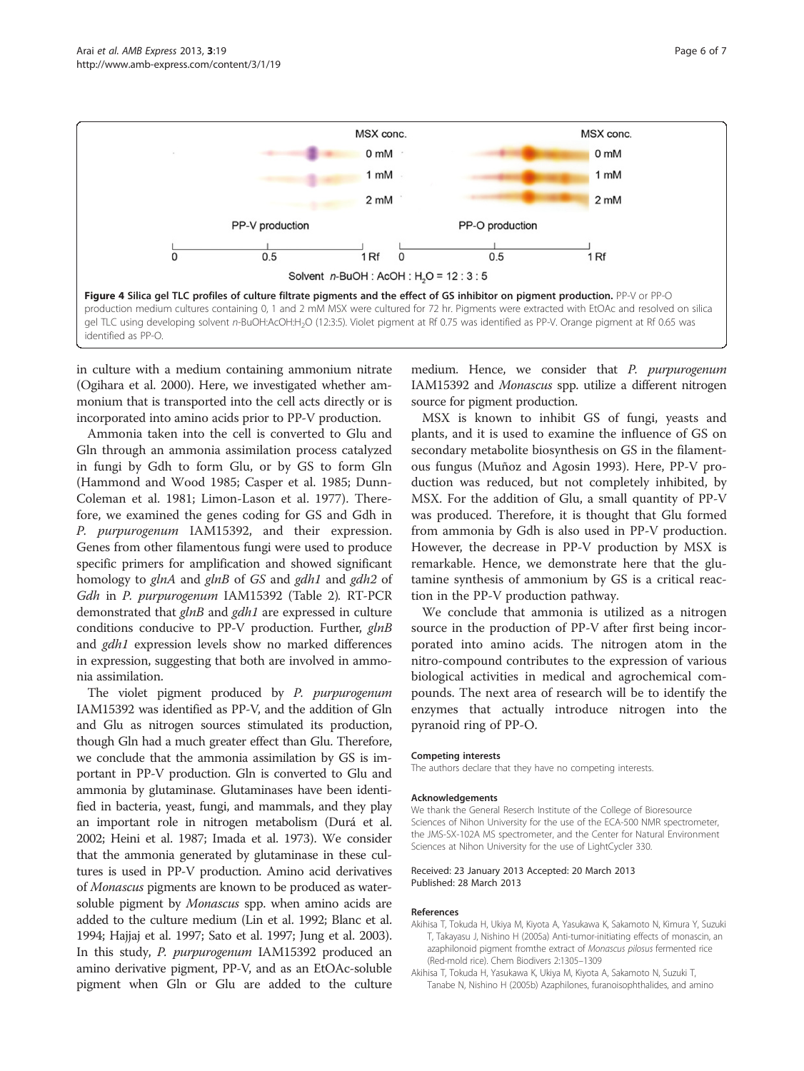**Figure 4 Silica gel TLC profiles of culture filtrate pigments and the effect of GS inhibitor on pigment production.** PP-V or PP-O production medium cultures containing 0, 1 and 2 mM MSX were cultured for 72 hr. Pigments were extracted with EtOAc and resolved on silica gel TLC using developing solvent *n*-BuOH:AcOH:$H_2O$ (12:3:5). Violet pigment at Rf 0.75 was identified as PP-V. Orange pigment at Rf 0.65 was identified as PP-O.

in culture with a medium containing ammonium nitrate (Ogihara et al. 2000). Here, we investigated whether ammonium that is transported into the cell acts directly or is incorporated into amino acids prior to PP-V production.

Ammonia taken into the cell is converted to Glu and Gln through an ammonia assimilation process catalyzed in fungi by Gdh to form Glu, or by GS to form Gln (Hammond and Wood 1985; Casper et al. 1985; Dunn-Coleman et al. 1981; Limon-Lason et al. 1977). Therefore, we examined the genes coding for GS and Gdh in *P. purpurogenum* IAM15392, and their expression. Genes from other filamentous fungi were used to produce specific primers for amplification and showed significant homology to *glnA* and *glnB* of *GS* and *gdh1* and *gdh2* of *Gdh* in *P. purpurogenum* IAM15392 (Table 2). RT-PCR demonstrated that *glnB* and *gdh1* are expressed in culture conditions conducive to PP-V production. Further, *glnB* and *gdh1* expression levels show no marked differences in expression, suggesting that both are involved in ammonia assimilation.

The violet pigment produced by *P. purpurogenum* IAM15392 was identified as PP-V, and the addition of Gln and Glu as nitrogen sources stimulated its production, though Gln had a much greater effect than Glu. Therefore, we conclude that the ammonia assimilation by GS is important in PP-V production. Gln is converted to Glu and ammonia by glutaminase. Glutaminases have been identified in bacteria, yeast, fungi, and mammals, and they play an important role in nitrogen metabolism (Durá et al. 2002; Heini et al. 1987; Imada et al. 1973). We consider that the ammonia generated by glutaminase in these cultures is used in PP-V production. Amino acid derivatives of *Monascus* pigments are known to be produced as water-soluble pigment by *Monascus* spp. when amino acids are added to the culture medium (Lin et al. 1992; Blanc et al. 1994; Hajjaj et al. 1997; Sato et al. 1997; Jung et al. 2003). In this study, *P. purpurogenum* IAM15392 produced an amino derivative pigment, PP-V, and as an EtOAc-soluble pigment when Gln or Glu are added to the culture medium. Hence, we consider that *P. purpurogenum* IAM15392 and *Monascus* spp. utilize a different nitrogen source for pigment production.

MSX is known to inhibit GS of fungi, yeasts and plants, and it is used to examine the influence of GS on secondary metabolite biosynthesis on GS in the filamentous fungus (Muñoz and Agosin 1993). Here, PP-V production was reduced, but not completely inhibited, by MSX. For the addition of Glu, a small quantity of PP-V was produced. Therefore, it is thought that Glu formed from ammonia by Gdh is also used in PP-V production. However, the decrease in PP-V production by MSX is remarkable. Hence, we demonstrate here that the glutamine synthesis of ammonium by GS is a critical reaction in the PP-V production pathway.

We conclude that ammonia is utilized as a nitrogen source in the production of PP-V after first being incorporated into amino acids. The nitrogen atom in the nitro-compound contributes to the expression of various biological activities in medical and agrochemical compounds. The next area of research will be to identify the enzymes that actually introduce nitrogen into the pyranoid ring of PP-O.

#### Competing interests

The authors declare that they have no competing interests.

#### Acknowledgements

We thank the General Reserch Institute of the College of Bioresource Sciences of Nihon University for the use of the ECA-500 NMR spectrometer, the JMS-SX-102A MS spectrometer, and the Center for Natural Environment Sciences at Nihon University for the use of LightCycler 330.

Received: 23 January 2013 Accepted: 20 March 2013
Published: 28 March 2013

#### References

Akihisa T, Tokuda H, Ukiya M, Kiyota A, Yasukawa K, Sakamoto N, Kimura Y, Suzuki T, Takayasu J, Nishino H (2005a) Anti-tumor-initiating effects of monascin, an azaphilonoid pigment fromthe extract of *Monascus pilosus* fermented rice (Red-mold rice). Chem Biodivers 2:1305–1309

Akihisa T, Tokuda H, Yasukawa K, Ukiya M, Kiyota A, Sakamoto N, Suzuki T, Tanabe N, Nishino H (2005b) Azaphilones, furanoisophthalides, and amino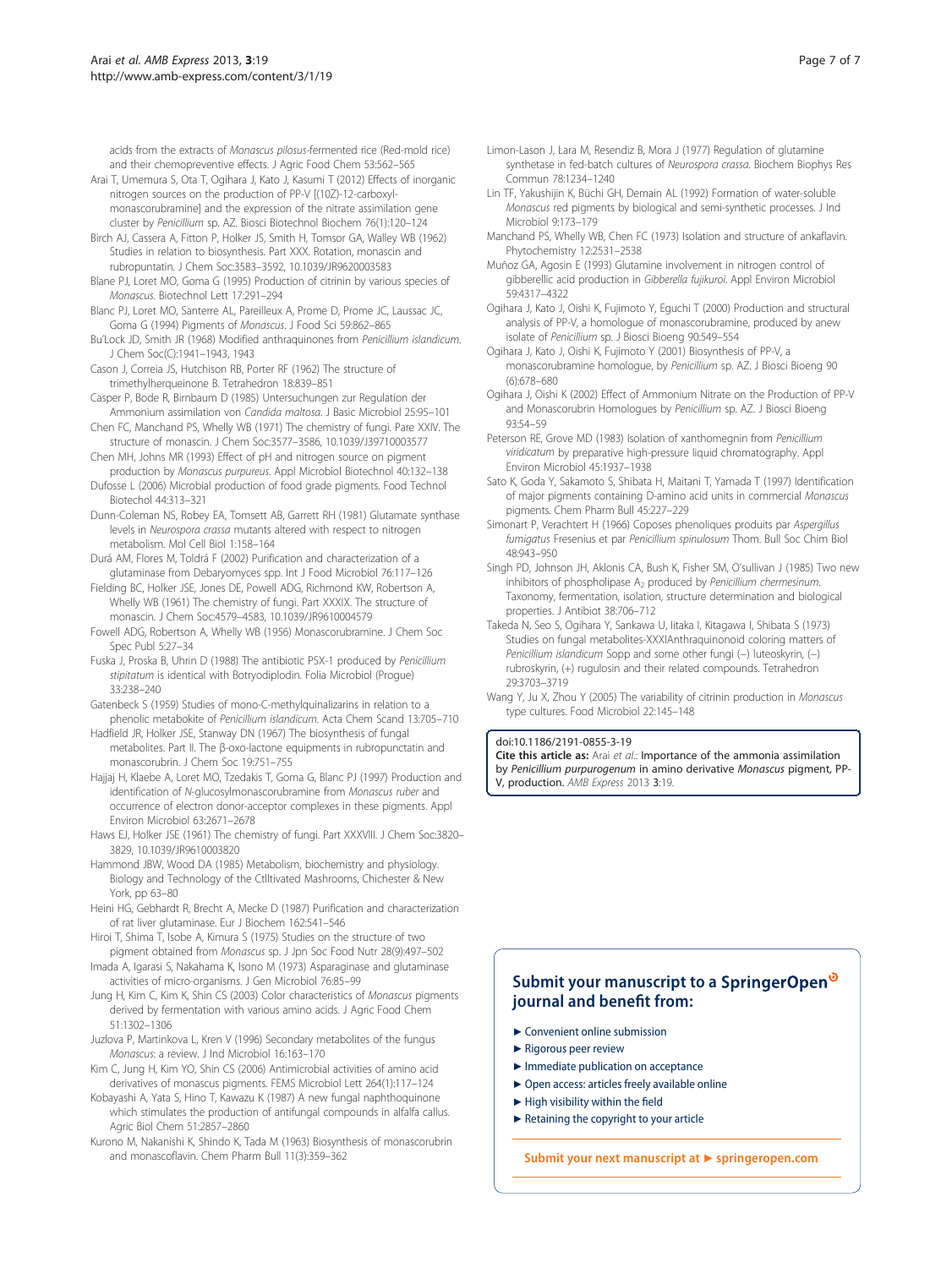acids from the extracts of *Monascus pilosus*-fermented rice (Red-mold rice) and their chemopreventive effects. J Agric Food Chem 53:562–565

Arai T, Umemura S, Ota T, Ogihara J, Kato J, Kasumi T (2012) Effects of inorganic nitrogen sources on the production of PP-V [(10Z)-12-carboxyl-monascorubramine] and the expression of the nitrate assimilation gene cluster by *Penicillium* sp. AZ. Biosci Biotechnol Biochem 76(1):120–124

Birch AJ, Cassera A, Fitton P, Holker JS, Smith H, Tomsor GA, Walley WB (1962) Studies in relation to biosynthesis. Part XXX. Rotation, monascin and rubropuntatin. J Chem Soc:3583–3592, 10.1039/JR9620003583

Blane PJ, Loret MO, Goma G (1995) Production of citrinin by various species of *Monascus*. Biotechnol Lett 17:291–294

Blanc PJ, Loret MO, Santerre AL, Pareilleux A, Prome D, Prome JC, Laussac JC, Goma G (1994) Pigments of *Monascus*. J Food Sci 59:862–865

Bu'Lock JD, Smith JR (1968) Modified anthraquinones from *Penicillium islandicum*. J Chem Soc(C):1941–1943, 1943

Cason J, Correia JS, Hutchison RB, Porter RF (1962) The structure of trimethylherqueinone B. Tetrahedron 18:839–851

Casper P, Bode R, Birnbaum D (1985) Untersuchungen zur Regulation der Ammonium assimilation von *Candida maltosa*. J Basic Microbiol 25:95–101

Chen FC, Manchand PS, Whelly WB (1971) The chemistry of fungi. Pare XXIV. The structure of monascin. J Chem Soc:3577–3586, 10.1039/J39710003577

Chen MH, Johns MR (1993) Effect of pH and nitrogen source on pigment production by *Monascus purpureus*. Appl Microbiol Biotechnol 40:132–138

Dufosse L (2006) Microbial production of food grade pigments. Food Technol Biotechnol 44:313–321

Dunn-Coleman NS, Robey EA, Tomsett AB, Garrett RH (1981) Glutamate synthase levels in *Neurospora crassa* mutants altered with respect to nitrogen metabolism. Mol Cell Biol 1:158–164

Durá AM, Flores M, Toldrá F (2002) Purification and characterization of a glutaminase from Debaryomyces spp. Int J Food Microbiol 76:117–126

Fielding BC, Holker JSE, Jones DE, Powell ADG, Richmond KW, Robertson A, Whelly WB (1961) The chemistry of fungi. Part XXXIX. The structure of monascin. J Chem Soc:4579–4583, 10.1039/JR9610004579

Fowell ADG, Robertson A, Whelly WB (1956) Monascorubramine. J Chem Soc Spec Publ 5:27–34

Fuska J, Proska B, Uhrin D (1988) The antibiotic PSX-1 produced by *Penicillium stipitatum* is identical with Botryodiplodin. Folia Microbiol (Progue) 33:238–240

Gatenbeck S (1959) Studies of mono-C-methylquinalizarins in relation to a phenolic metabokite of *Penicillium islandicum*. Acta Chem Scand 13:705–710

Hadfield JR, Holker JSE, Stanway DN (1967) The biosynthesis of fungal metabolites. Part II. The β-oxo-lactone equipments in rubropunctatin and monascorubrin. J Chem Soc 19:751–755

Hajjaj H, Klaebe A, Loret MO, Tzedakis T, Goma G, Blanc PJ (1997) Production and identification of *N*-glucosylmonascorubramine from *Monascus ruber* and occurrence of electron donor-acceptor complexes in these pigments. Appl Environ Microbiol 63:2671–2678

Haws EJ, Holker JSE (1961) The chemistry of fungi. Part XXXVIII. J Chem Soc:3820–3829, 10.1039/JR9610003820

Hammond JBW, Wood DA (1985) Metabolism, biochemistry and physiology. Biology and Technology of the Ctlltivated Mashrooms, Chichester & New York, pp 63–80

Heini HG, Gebhardt R, Brecht A, Mecke D (1987) Purification and characterization of rat liver glutaminase. Eur J Biochem 162:541–546

Hiroi T, Shima T, Isobe A, Kimura S (1975) Studies on the structure of two pigment obtained from *Monascus* sp. J Jpn Soc Food Nutr 28(9):497–502

Imada A, Igarasi S, Nakahama K, Isono M (1973) Asparaginase and glutaminase activities of micro-organisms. J Gen Microbiol 76:85–99

Jung H, Kim C, Kim K, Shin CS (2003) Color characteristics of *Monascus* pigments derived by fermentation with various amino acids. J Agric Food Chem 51:1302–1306

Juzlova P, Martinkova L, Kren V (1996) Secondary metabolites of the fungus *Monascus*: a review. J Ind Microbiol 16:163–170

Kim C, Jung H, Kim YO, Shin CS (2006) Antimicrobial activities of amino acid derivatives of monascus pigments. FEMS Microbiol Lett 264(1):117–124

Kobayashi A, Yata S, Hino T, Kawazu K (1987) A new fungal naphthoquinone which stimulates the production of antifungal compounds in alfalfa callus. Agric Biol Chem 51:2857–2860

Kurono M, Nakanishi K, Shindo K, Tada M (1963) Biosynthesis of monascorubrin and monascoflavin. Chem Pharm Bull 11(3):359–362

Limon-Lason J, Lara M, Resendiz B, Mora J (1977) Regulation of glutamine synthetase in fed-batch cultures of *Neurospora crassa*. Biochem Biophys Res Commun 78:1234–1240

Lin TF, Yakushijin K, Büchi GH, Demain AL (1992) Formation of water-soluble *Monascus* red pigments by biological and semi-synthetic processes. J Ind Microbiol 9:173–179

Manchand PS, Whelly WB, Chen FC (1973) Isolation and structure of ankaflavin. Phytochemistry 12:2531–2538

Muñoz GA, Agosin E (1993) Glutamine involvement in nitrogen control of gibberellic acid production in *Gibberella fujikuroi*. Appl Environ Microbiol 59:4317–4322

Ogihara J, Kato J, Oishi K, Fujimoto Y, Eguchi T (2000) Production and structural analysis of PP-V, a homologue of monascorubramine, produced by anew isolate of *Penicillium* sp. J Biosci Bioeng 90:549–554

Ogihara J, Kato J, Oishi K, Fujimoto Y (2001) Biosynthesis of PP-V, a monascorubramine homologue, by *Penicillium* sp. AZ. J Biosci Bioeng 90 (6):678–680

Ogihara J, Oishi K (2002) Effect of Ammonium Nitrate on the Production of PP-V and Monascorubrin Homologues by *Penicillium* sp. AZ. J Biosci Bioeng 93:54–59

Peterson RE, Grove MD (1983) Isolation of xanthomegnin from *Penicillium viridicatum* by preparative high-pressure liquid chromatography. Appl Environ Microbiol 45:1937–1938

Sato K, Goda Y, Sakamoto S, Shibata H, Maitani T, Yamada T (1997) Identification of major pigments containing D-amino acid units in commercial *Monascus* pigments. Chem Pharm Bull 45:227–229

Simonart P, Verachtert H (1966) Coposes phenoliques produits par *Aspergillus fumigatus* Fresenius et par *Penicillium spinulosum* Thom. Bull Soc Chim Biol 48:943–950

Singh PD, Johnson JH, Aklonis CA, Bush K, Fisher SM, O'sullivan J (1985) Two new inhibitors of phospholipase $A_2$ produced by *Penicillium chermesinum*. Taxonomy, fermentation, isolation, structure determination and biological properties. J Antibiot 38:706–712

Takeda N, Seo S, Ogihara Y, Sankawa U, Iitaka I, Kitagawa I, Shibata S (1973) Studies on fungal metabolites-XXXIAnthraquinonoid coloring matters of *Penicillium islandicum* Sopp and some other fungi (–) luteoskyrin, (–) rubroskyrin, (+) rugulosin and their related compounds. Tetrahedron 29:3703–3719

Wang Y, Ju X, Zhou Y (2005) The variability of citrinin production in *Monascus* type cultures. Food Microbiol 22:145–148

doi:10.1186/2191-0855-3-19

**Cite this article as:** Arai *et al.*: Importance of the ammonia assimilation by *Penicillium purpurogenum* in amino derivative *Monascus* pigment, PP-V, production. *AMB Express* 2013 **3**:19.